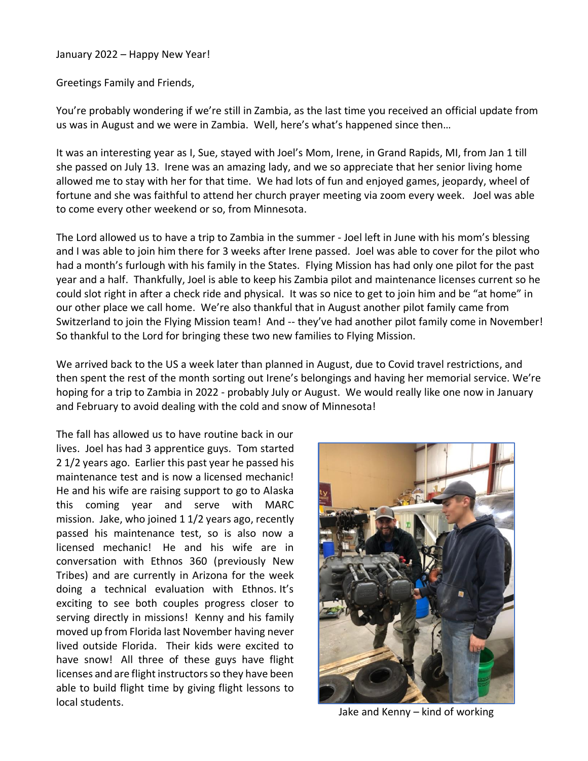January 2022 – Happy New Year!

Greetings Family and Friends,

You're probably wondering if we're still in Zambia, as the last time you received an official update from us was in August and we were in Zambia. Well, here's what's happened since then…

It was an interesting year as I, Sue, stayed with Joel's Mom, Irene, in Grand Rapids, MI, from Jan 1 till she passed on July 13. Irene was an amazing lady, and we so appreciate that her senior living home allowed me to stay with her for that time. We had lots of fun and enjoyed games, jeopardy, wheel of fortune and she was faithful to attend her church prayer meeting via zoom every week. Joel was able to come every other weekend or so, from Minnesota.

The Lord allowed us to have a trip to Zambia in the summer - Joel left in June with his mom's blessing and I was able to join him there for 3 weeks after Irene passed. Joel was able to cover for the pilot who had a month's furlough with his family in the States. Flying Mission has had only one pilot for the past year and a half. Thankfully, Joel is able to keep his Zambia pilot and maintenance licenses current so he could slot right in after a check ride and physical. It was so nice to get to join him and be "at home" in our other place we call home. We're also thankful that in August another pilot family came from Switzerland to join the Flying Mission team! And -- they've had another pilot family come in November! So thankful to the Lord for bringing these two new families to Flying Mission.

We arrived back to the US a week later than planned in August, due to Covid travel restrictions, and then spent the rest of the month sorting out Irene's belongings and having her memorial service. We're hoping for a trip to Zambia in 2022 - probably July or August. We would really like one now in January and February to avoid dealing with the cold and snow of Minnesota!

The fall has allowed us to have routine back in our lives. Joel has had 3 apprentice guys. Tom started 2 1/2 years ago. Earlier this past year he passed his maintenance test and is now a licensed mechanic! He and his wife are raising support to go to Alaska this coming year and serve with MARC mission. Jake, who joined 1 1/2 years ago, recently passed his maintenance test, so is also now a licensed mechanic! He and his wife are in conversation with Ethnos 360 (previously New Tribes) and are currently in Arizona for the week doing a technical evaluation with Ethnos. It's exciting to see both couples progress closer to serving directly in missions! Kenny and his family moved up from Florida last November having never lived outside Florida. Their kids were excited to have snow! All three of these guys have flight licenses and are flight instructors so they have been able to build flight time by giving flight lessons to local students.

Jake and Kenny – kind of working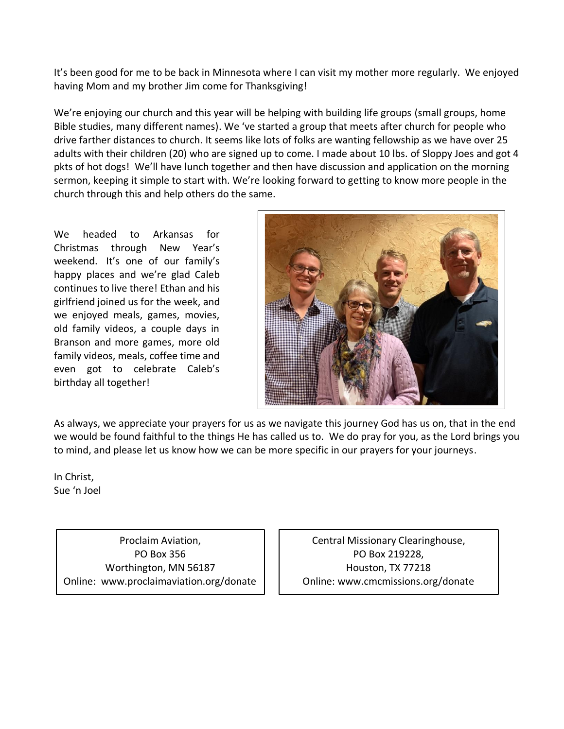It's been good for me to be back in Minnesota where I can visit my mother more regularly. We enjoyed having Mom and my brother Jim come for Thanksgiving!

We're enjoying our church and this year will be helping with building life groups (small groups, home Bible studies, many different names). We 've started a group that meets after church for people who drive farther distances to church. It seems like lots of folks are wanting fellowship as we have over 25 adults with their children (20) who are signed up to come. I made about 10 lbs. of Sloppy Joes and got 4 pkts of hot dogs! We'll have lunch together and then have discussion and application on the morning sermon, keeping it simple to start with. We're looking forward to getting to know more people in the church through this and help others do the same.

We headed to Arkansas for Christmas through New Year's weekend. It's one of our family's happy places and we're glad Caleb continues to live there! Ethan and his girlfriend joined us for the week, and we enjoyed meals, games, movies, old family videos, a couple days in Branson and more games, more old family videos, meals, coffee time and even got to celebrate Caleb's birthday all together!

As always, we appreciate your prayers for us as we navigate this journey God has us on, that in the end we would be found faithful to the things He has called us to. We do pray for you, as the Lord brings you to mind, and please let us know how we can be more specific in our prayers for your journeys.

In Christ,
Sue 'n Joel

Proclaim Aviation,
PO Box 356
Worthington, MN 56187
Online: www.proclaimaviation.org/donate

Central Missionary Clearinghouse,
PO Box 219228,
Houston, TX 77218
Online: www.cmcmissions.org/donate